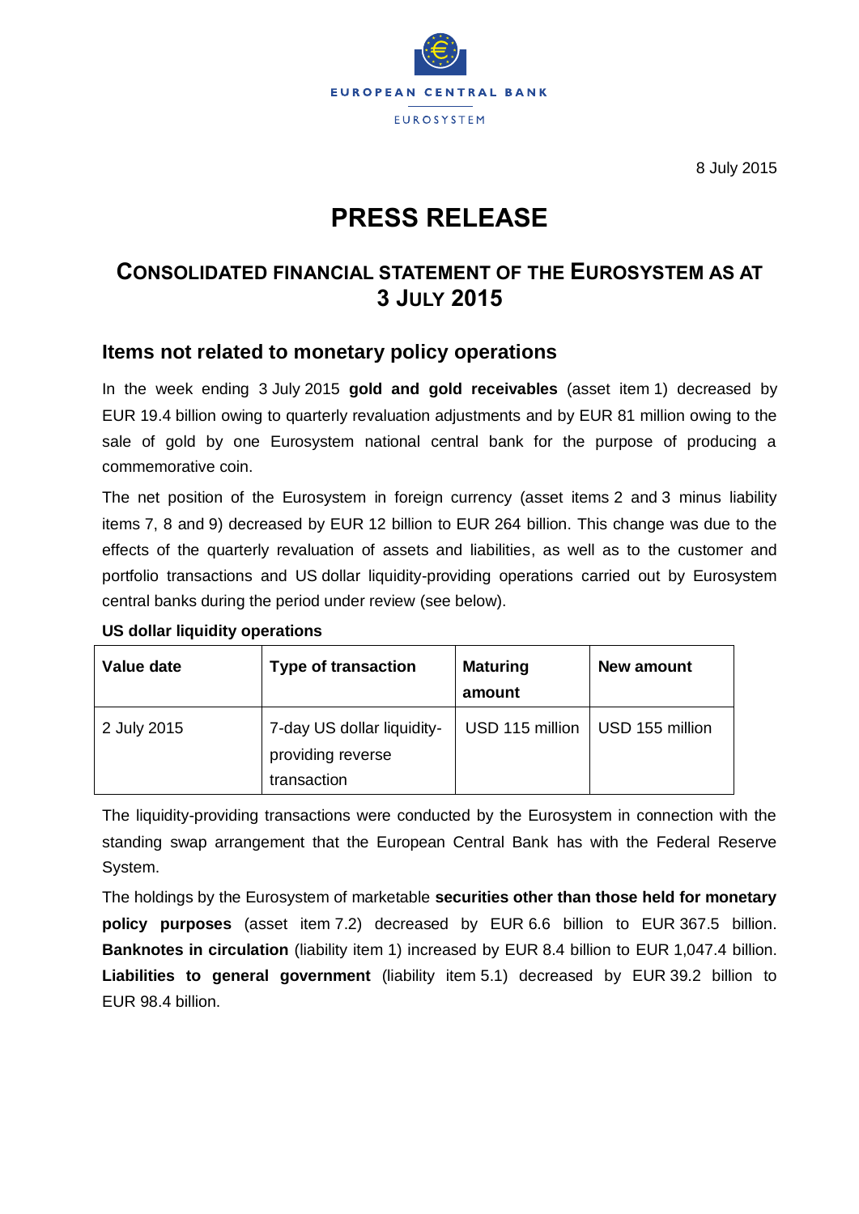EUROPEAN CENTRAL BANK

EUROSYSTEM

8 July 2015

# PRESS RELEASE

## CONSOLIDATED FINANCIAL STATEMENT OF THE EUROSYSTEM AS AT 3 JULY 2015

### Items not related to monetary policy operations

In the week ending 3 July 2015 **gold and gold receivables** (asset item 1) decreased by EUR 19.4 billion owing to quarterly revaluation adjustments and by EUR 81 million owing to the sale of gold by one Eurosystem national central bank for the purpose of producing a commemorative coin.

The net position of the Eurosystem in foreign currency (asset items 2 and 3 minus liability items 7, 8 and 9) decreased by EUR 12 billion to EUR 264 billion. This change was due to the effects of the quarterly revaluation of assets and liabilities, as well as to the customer and portfolio transactions and US dollar liquidity-providing operations carried out by Eurosystem central banks during the period under review (see below).

**US dollar liquidity operations**

| Value date | Type of transaction | Maturing amount | New amount |
|---|---|---|---|
| 2 July 2015 | 7-day US dollar liquidity-providing reverse transaction | USD 115 million | USD 155 million |

The liquidity-providing transactions were conducted by the Eurosystem in connection with the standing swap arrangement that the European Central Bank has with the Federal Reserve System.

The holdings by the Eurosystem of marketable **securities other than those held for monetary policy purposes** (asset item 7.2) decreased by EUR 6.6 billion to EUR 367.5 billion. **Banknotes in circulation** (liability item 1) increased by EUR 8.4 billion to EUR 1,047.4 billion. **Liabilities to general government** (liability item 5.1) decreased by EUR 39.2 billion to EUR 98.4 billion.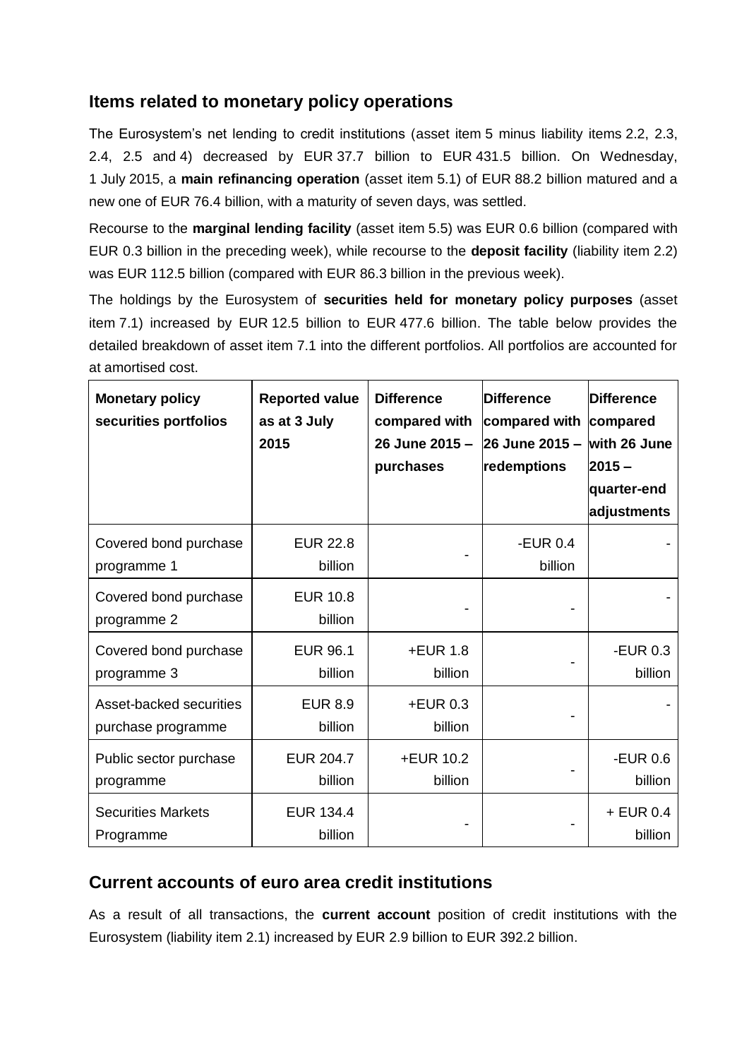## Items related to monetary policy operations

The Eurosystem's net lending to credit institutions (asset item 5 minus liability items 2.2, 2.3, 2.4, 2.5 and 4) decreased by EUR 37.7 billion to EUR 431.5 billion. On Wednesday, 1 July 2015, a **main refinancing operation** (asset item 5.1) of EUR 88.2 billion matured and a new one of EUR 76.4 billion, with a maturity of seven days, was settled.

Recourse to the **marginal lending facility** (asset item 5.5) was EUR 0.6 billion (compared with EUR 0.3 billion in the preceding week), while recourse to the **deposit facility** (liability item 2.2) was EUR 112.5 billion (compared with EUR 86.3 billion in the previous week).

The holdings by the Eurosystem of **securities held for monetary policy purposes** (asset item 7.1) increased by EUR 12.5 billion to EUR 477.6 billion. The table below provides the detailed breakdown of asset item 7.1 into the different portfolios. All portfolios are accounted for at amortised cost.

| Monetary policy securities portfolios | Reported value as at 3 July 2015 | Difference compared with 26 June 2015 – purchases | Difference compared with 26 June 2015 – redemptions | Difference compared with 26 June 2015 – quarter-end adjustments |
|---|---|---|---|---|
| Covered bond purchase programme 1 | EUR 22.8 billion | - | -EUR 0.4 billion | - |
| Covered bond purchase programme 2 | EUR 10.8 billion | - | - | - |
| Covered bond purchase programme 3 | EUR 96.1 billion | +EUR 1.8 billion | - | -EUR 0.3 billion |
| Asset-backed securities purchase programme | EUR 8.9 billion | +EUR 0.3 billion | - | - |
| Public sector purchase programme | EUR 204.7 billion | +EUR 10.2 billion | - | -EUR 0.6 billion |
| Securities Markets Programme | EUR 134.4 billion | - | - | + EUR 0.4 billion |

## Current accounts of euro area credit institutions

As a result of all transactions, the **current account** position of credit institutions with the Eurosystem (liability item 2.1) increased by EUR 2.9 billion to EUR 392.2 billion.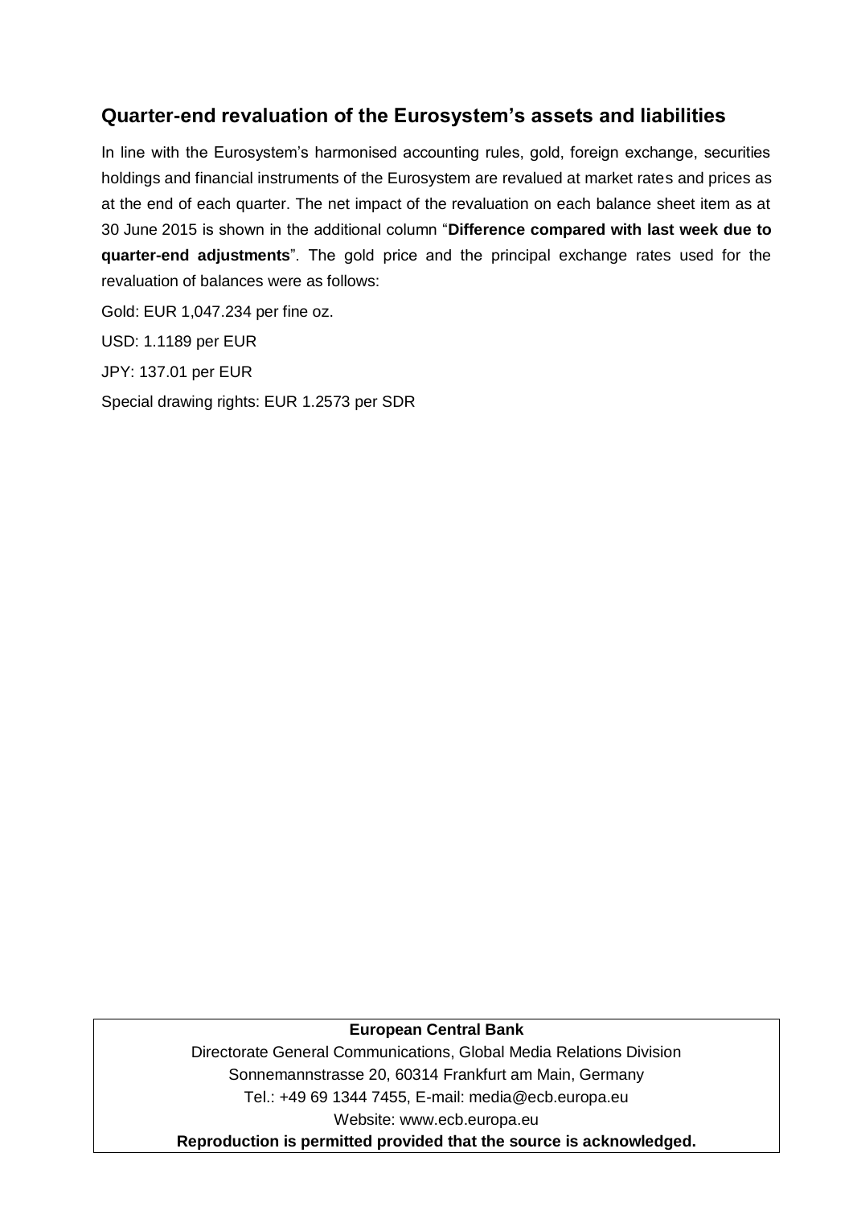## Quarter-end revaluation of the Eurosystem's assets and liabilities

In line with the Eurosystem's harmonised accounting rules, gold, foreign exchange, securities holdings and financial instruments of the Eurosystem are revalued at market rates and prices as at the end of each quarter. The net impact of the revaluation on each balance sheet item as at 30 June 2015 is shown in the additional column "**Difference compared with last week due to quarter-end adjustments**". The gold price and the principal exchange rates used for the revaluation of balances were as follows:

Gold: EUR 1,047.234 per fine oz.

USD: 1.1189 per EUR

JPY: 137.01 per EUR

Special drawing rights: EUR 1.2573 per SDR

**European Central Bank**

Directorate General Communications, Global Media Relations Division

Sonnemannstrasse 20, 60314 Frankfurt am Main, Germany

Tel.: +49 69 1344 7455, E-mail: media@ecb.europa.eu

Website: www.ecb.europa.eu

**Reproduction is permitted provided that the source is acknowledged.**